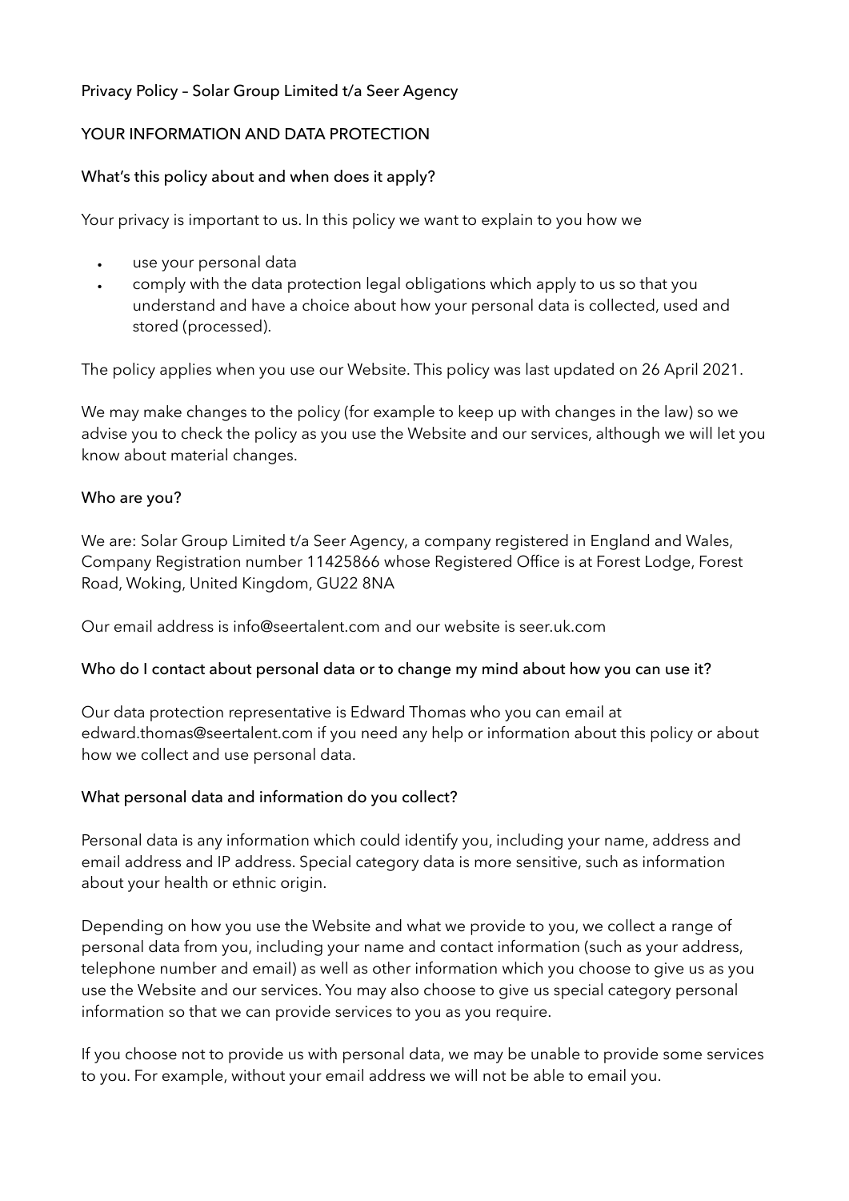# Privacy Policy – Solar Group Limited t/a Seer Agency

## YOUR INFORMATION AND DATA PROTECTION

### What's this policy about and when does it apply?

Your privacy is important to us. In this policy we want to explain to you how we

- use your personal data
- comply with the data protection legal obligations which apply to us so that you understand and have a choice about how your personal data is collected, used and stored (processed).

The policy applies when you use our Website. This policy was last updated on 26 April 2021.

We may make changes to the policy (for example to keep up with changes in the law) so we advise you to check the policy as you use the Website and our services, although we will let you know about material changes.

### Who are you?

We are: Solar Group Limited t/a Seer Agency, a company registered in England and Wales, Company Registration number 11425866 whose Registered Office is at Forest Lodge, Forest Road, Woking, United Kingdom, GU22 8NA

Our email address is info@seertalent.com and our website is seer.uk.com

### Who do I contact about personal data or to change my mind about how you can use it?

Our data protection representative is Edward Thomas who you can email at edward.thomas@seertalent.com if you need any help or information about this policy or about how we collect and use personal data.

### What personal data and information do you collect?

Personal data is any information which could identify you, including your name, address and email address and IP address. Special category data is more sensitive, such as information about your health or ethnic origin.

Depending on how you use the Website and what we provide to you, we collect a range of personal data from you, including your name and contact information (such as your address, telephone number and email) as well as other information which you choose to give us as you use the Website and our services. You may also choose to give us special category personal information so that we can provide services to you as you require.

If you choose not to provide us with personal data, we may be unable to provide some services to you. For example, without your email address we will not be able to email you.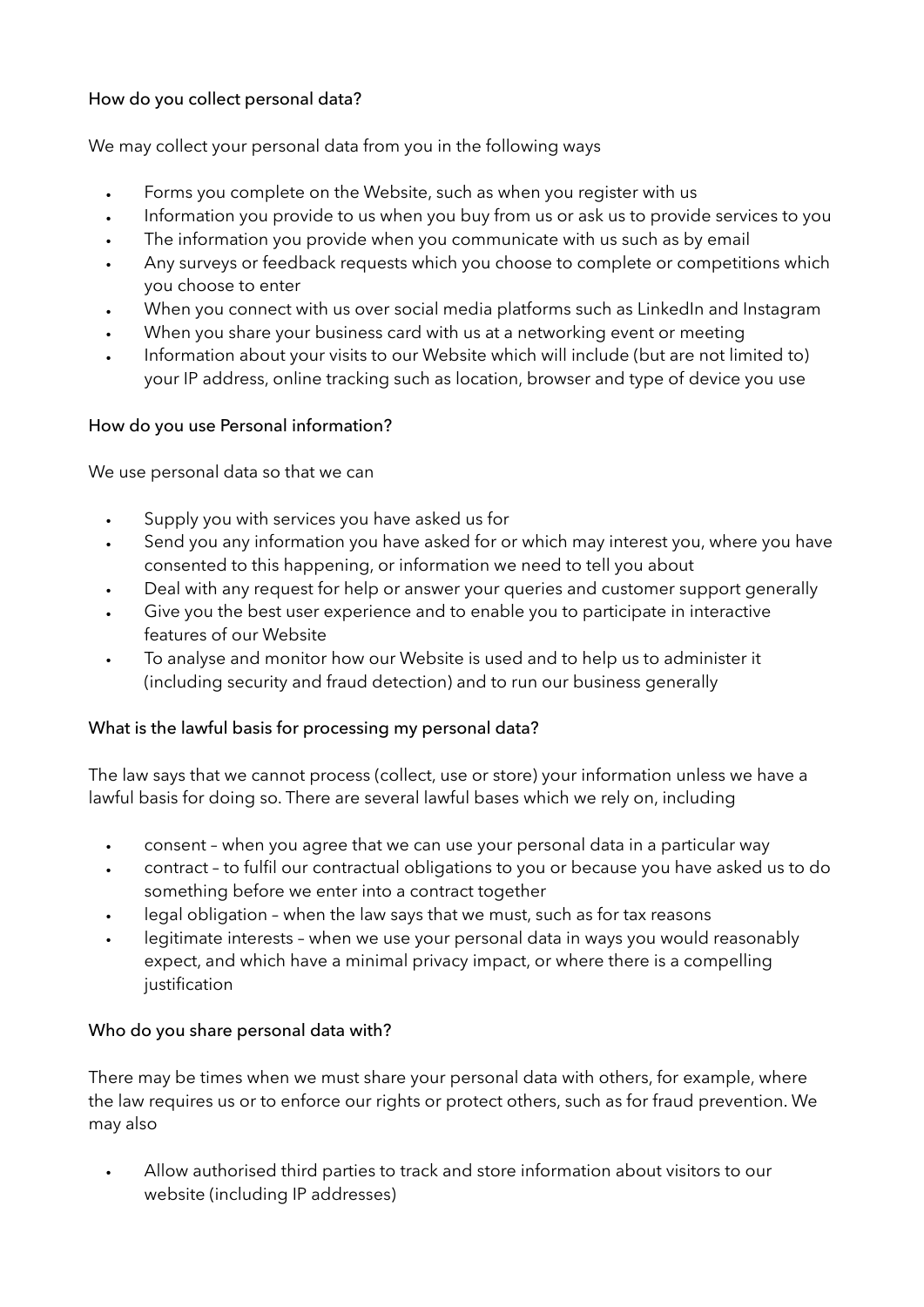### How do you collect personal data?

We may collect your personal data from you in the following ways

- Forms you complete on the Website, such as when you register with us
- Information you provide to us when you buy from us or ask us to provide services to you
- The information you provide when you communicate with us such as by email
- Any surveys or feedback requests which you choose to complete or competitions which you choose to enter
- When you connect with us over social media platforms such as LinkedIn and Instagram
- When you share your business card with us at a networking event or meeting
- Information about your visits to our Website which will include (but are not limited to) your IP address, online tracking such as location, browser and type of device you use

### How do you use Personal information?

We use personal data so that we can

- Supply you with services you have asked us for
- Send you any information you have asked for or which may interest you, where you have consented to this happening, or information we need to tell you about
- Deal with any request for help or answer your queries and customer support generally
- Give you the best user experience and to enable you to participate in interactive features of our Website
- To analyse and monitor how our Website is used and to help us to administer it (including security and fraud detection) and to run our business generally

### What is the lawful basis for processing my personal data?

The law says that we cannot process (collect, use or store) your information unless we have a lawful basis for doing so. There are several lawful bases which we rely on, including

- consent – when you agree that we can use your personal data in a particular way
- contract – to fulfil our contractual obligations to you or because you have asked us to do something before we enter into a contract together
- legal obligation – when the law says that we must, such as for tax reasons
- legitimate interests – when we use your personal data in ways you would reasonably expect, and which have a minimal privacy impact, or where there is a compelling justification

### Who do you share personal data with?

There may be times when we must share your personal data with others, for example, where the law requires us or to enforce our rights or protect others, such as for fraud prevention. We may also

- Allow authorised third parties to track and store information about visitors to our website (including IP addresses)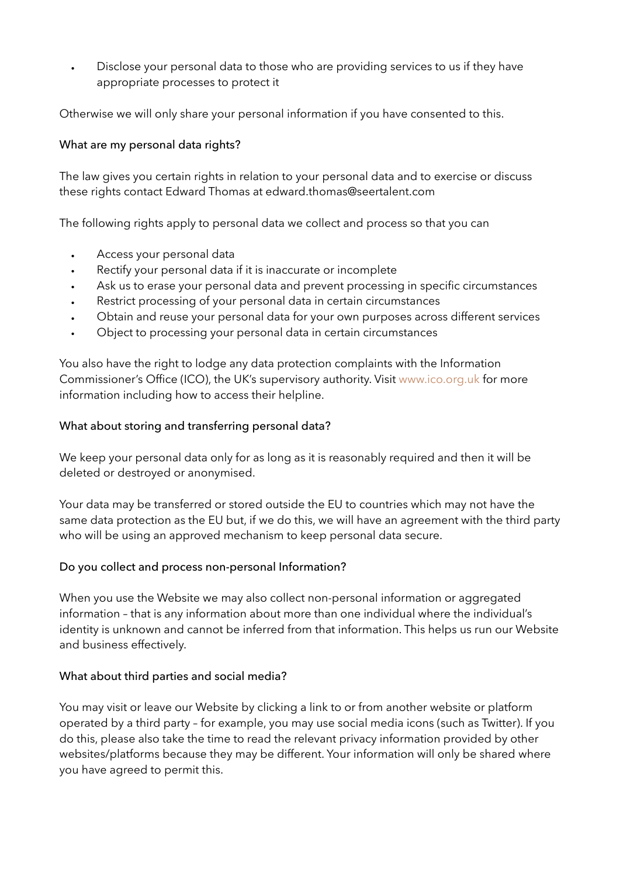- Disclose your personal data to those who are providing services to us if they have appropriate processes to protect it

Otherwise we will only share your personal information if you have consented to this.

### What are my personal data rights?

The law gives you certain rights in relation to your personal data and to exercise or discuss these rights contact Edward Thomas at edward.thomas@seertalent.com

The following rights apply to personal data we collect and process so that you can

- Access your personal data
- Rectify your personal data if it is inaccurate or incomplete
- Ask us to erase your personal data and prevent processing in specific circumstances
- Restrict processing of your personal data in certain circumstances
- Obtain and reuse your personal data for your own purposes across different services
- Object to processing your personal data in certain circumstances

You also have the right to lodge any data protection complaints with the Information Commissioner's Office (ICO), the UK's supervisory authority. Visit www.ico.org.uk for more information including how to access their helpline.

### What about storing and transferring personal data?

We keep your personal data only for as long as it is reasonably required and then it will be deleted or destroyed or anonymised.

Your data may be transferred or stored outside the EU to countries which may not have the same data protection as the EU but, if we do this, we will have an agreement with the third party who will be using an approved mechanism to keep personal data secure.

### Do you collect and process non-personal Information?

When you use the Website we may also collect non-personal information or aggregated information – that is any information about more than one individual where the individual's identity is unknown and cannot be inferred from that information. This helps us run our Website and business effectively.

### What about third parties and social media?

You may visit or leave our Website by clicking a link to or from another website or platform operated by a third party – for example, you may use social media icons (such as Twitter). If you do this, please also take the time to read the relevant privacy information provided by other websites/platforms because they may be different. Your information will only be shared where you have agreed to permit this.